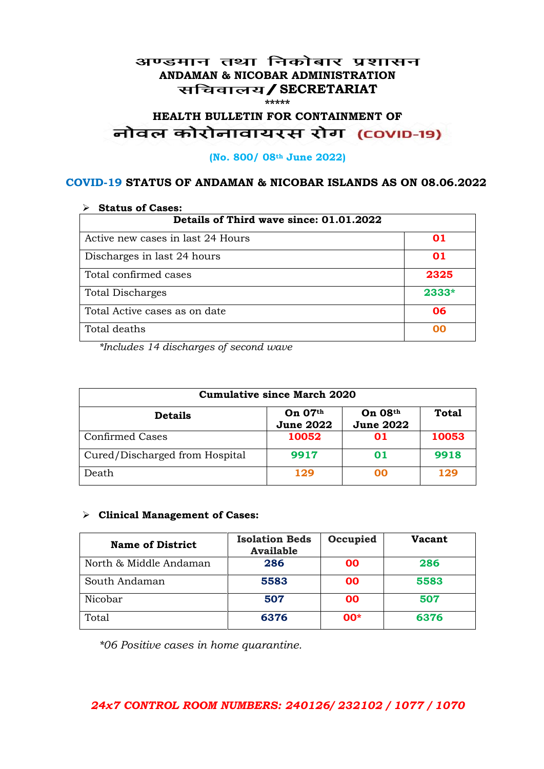# अण्डमान तथा निकोबार प्रशासन
## ANDAMAN & NICOBAR ADMINISTRATION
## सचिवालय / SECRETARIAT

\*\*\*\*\*

### HEALTH BULLETIN FOR CONTAINMENT OF
### नोवल कोरोनावायरस रोग (COVID-19)

**(No. 800/ 08th June 2022)**

### COVID-19 STATUS OF ANDAMAN & NICOBAR ISLANDS AS ON 08.06.2022

- **Status of Cases:**

| Details of Third wave since: 01.01.2022 | |
|---|---|
| Active new cases in last 24 Hours | 01 |
| Discharges in last 24 hours | 01 |
| Total confirmed cases | 2325 |
| Total Discharges | 2333* |
| Total Active cases as on date | 06 |
| Total deaths | 00 |

*\*Includes 14 discharges of second wave*

| Cumulative since March 2020 | | | |
|---|---|---|---|
| **Details** | **On 07th June 2022** | **On 08th June 2022** | **Total** |
| Confirmed Cases | 10052 | 01 | 10053 |
| Cured/Discharged from Hospital | 9917 | 01 | 9918 |
| Death | 129 | 00 | 129 |

- **Clinical Management of Cases:**

| Name of District | Isolation Beds Available | Occupied | Vacant |
|---|---|---|---|
| North & Middle Andaman | 286 | 00 | 286 |
| South Andaman | 5583 | 00 | 5583 |
| Nicobar | 507 | 00 | 507 |
| Total | 6376 | 00* | 6376 |

*\*06 Positive cases in home quarantine.*

***24x7 CONTROL ROOM NUMBERS: 240126/ 232102 / 1077 / 1070***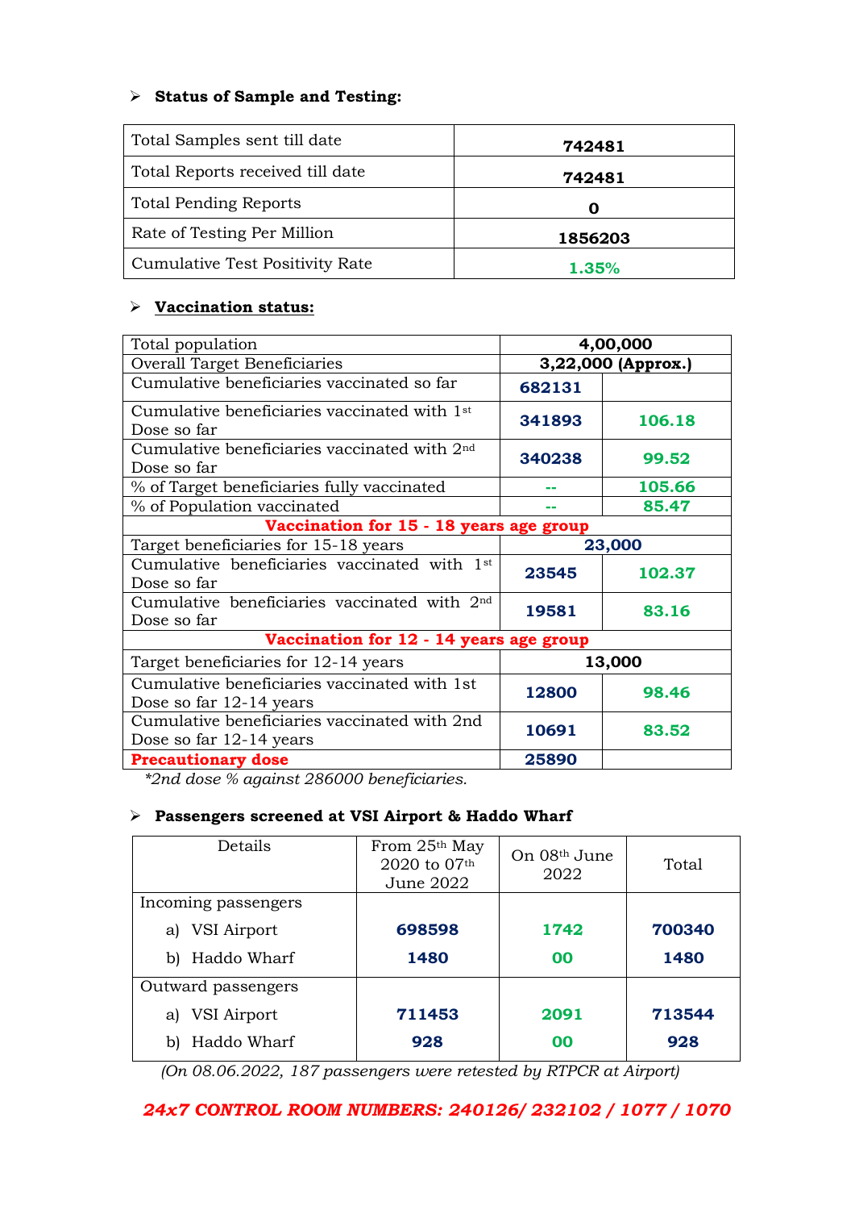- **Status of Sample and Testing:**

| | |
|---|---|
| Total Samples sent till date | **742481** |
| Total Reports received till date | **742481** |
| Total Pending Reports | **0** |
| Rate of Testing Per Million | **1856203** |
| Cumulative Test Positivity Rate | **1.35%** |

- **Vaccination status:**

| | | |
|---|---|---|
| Total population | **4,00,000** | |
| Overall Target Beneficiaries | **3,22,000 (Approx.)** | |
| Cumulative beneficiaries vaccinated so far | **682131** | |
| Cumulative beneficiaries vaccinated with 1st Dose so far | **341893** | **106.18** |
| Cumulative beneficiaries vaccinated with 2nd Dose so far | **340238** | **99.52** |
| % of Target beneficiaries fully vaccinated | **--** | **105.66** |
| % of Population vaccinated | **--** | **85.47** |
| **Vaccination for 15 - 18 years age group** | | |
| Target beneficiaries for 15-18 years | **23,000** | |
| Cumulative beneficiaries vaccinated with 1st Dose so far | **23545** | **102.37** |
| Cumulative beneficiaries vaccinated with 2nd Dose so far | **19581** | **83.16** |
| **Vaccination for 12 - 14 years age group** | | |
| Target beneficiaries for 12-14 years | **13,000** | |
| Cumulative beneficiaries vaccinated with 1st Dose so far 12-14 years | **12800** | **98.46** |
| Cumulative beneficiaries vaccinated with 2nd Dose so far 12-14 years | **10691** | **83.52** |
| **Precautionary dose** | **25890** | |

*\*2nd dose % against 286000 beneficiaries.*

- **Passengers screened at VSI Airport & Haddo Wharf**

| Details | From 25th May 2020 to 07th June 2022 | On 08th June 2022 | Total |
|---|---|---|---|
| Incoming passengers | | | |
| a) VSI Airport | **698598** | **1742** | **700340** |
| b) Haddo Wharf | **1480** | **00** | **1480** |
| Outward passengers | | | |
| a) VSI Airport | **711453** | **2091** | **713544** |
| b) Haddo Wharf | **928** | **00** | **928** |

*(On 08.06.2022, 187 passengers were retested by RTPCR at Airport)*

***24x7 CONTROL ROOM NUMBERS: 240126/ 232102 / 1077 / 1070***